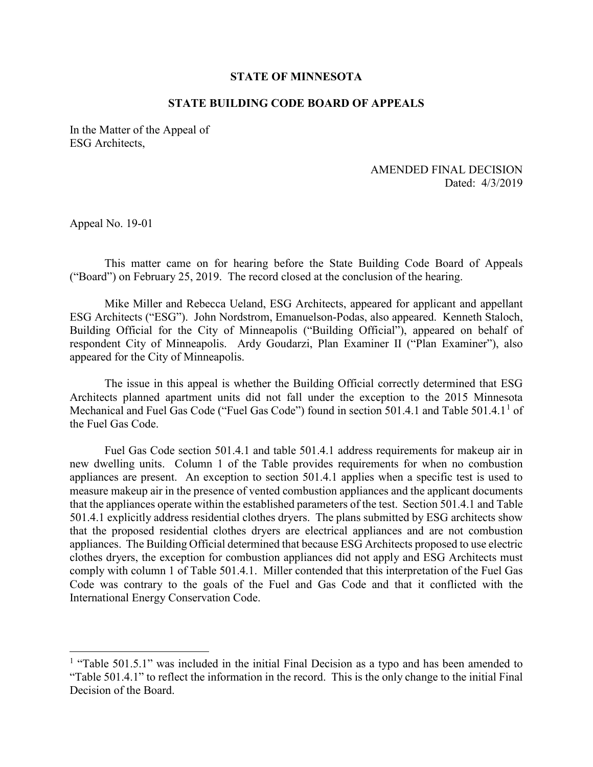**STATE OF MINNESOTA**

**STATE BUILDING CODE BOARD OF APPEALS**

In the Matter of the Appeal of
ESG Architects,

AMENDED FINAL DECISION
Dated: 4/3/2019

Appeal No. 19-01

This matter came on for hearing before the State Building Code Board of Appeals ("Board") on February 25, 2019. The record closed at the conclusion of the hearing.

Mike Miller and Rebecca Ueland, ESG Architects, appeared for applicant and appellant ESG Architects ("ESG"). John Nordstrom, Emanuelson-Podas, also appeared. Kenneth Staloch, Building Official for the City of Minneapolis ("Building Official"), appeared on behalf of respondent City of Minneapolis. Ardy Goudarzi, Plan Examiner II ("Plan Examiner"), also appeared for the City of Minneapolis.

The issue in this appeal is whether the Building Official correctly determined that ESG Architects planned apartment units did not fall under the exception to the 2015 Minnesota Mechanical and Fuel Gas Code ("Fuel Gas Code") found in section 501.4.1 and Table 501.4.1[1] of the Fuel Gas Code.

Fuel Gas Code section 501.4.1 and table 501.4.1 address requirements for makeup air in new dwelling units. Column 1 of the Table provides requirements for when no combustion appliances are present. An exception to section 501.4.1 applies when a specific test is used to measure makeup air in the presence of vented combustion appliances and the applicant documents that the appliances operate within the established parameters of the test. Section 501.4.1 and Table 501.4.1 explicitly address residential clothes dryers. The plans submitted by ESG architects show that the proposed residential clothes dryers are electrical appliances and are not combustion appliances. The Building Official determined that because ESG Architects proposed to use electric clothes dryers, the exception for combustion appliances did not apply and ESG Architects must comply with column 1 of Table 501.4.1. Miller contended that this interpretation of the Fuel Gas Code was contrary to the goals of the Fuel and Gas Code and that it conflicted with the International Energy Conservation Code.

---

[1] "Table 501.5.1" was included in the initial Final Decision as a typo and has been amended to "Table 501.4.1" to reflect the information in the record. This is the only change to the initial Final Decision of the Board.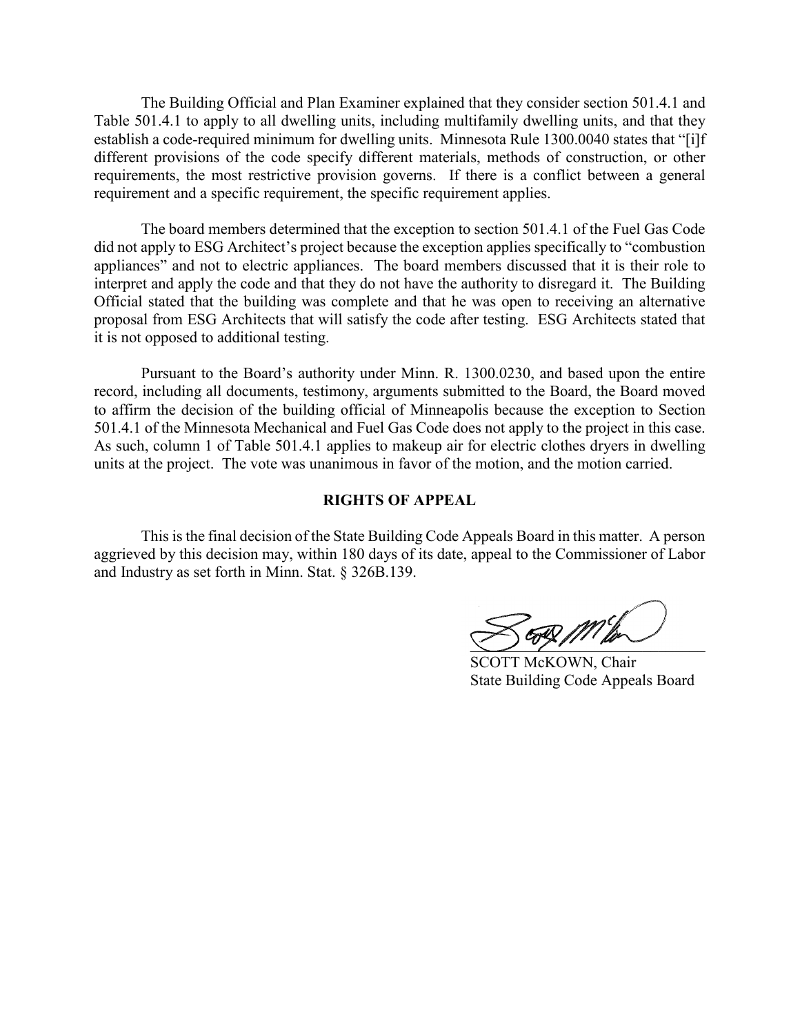The Building Official and Plan Examiner explained that they consider section 501.4.1 and Table 501.4.1 to apply to all dwelling units, including multifamily dwelling units, and that they establish a code-required minimum for dwelling units. Minnesota Rule 1300.0040 states that "[i]f different provisions of the code specify different materials, methods of construction, or other requirements, the most restrictive provision governs. If there is a conflict between a general requirement and a specific requirement, the specific requirement applies.

The board members determined that the exception to section 501.4.1 of the Fuel Gas Code did not apply to ESG Architect's project because the exception applies specifically to "combustion appliances" and not to electric appliances. The board members discussed that it is their role to interpret and apply the code and that they do not have the authority to disregard it. The Building Official stated that the building was complete and that he was open to receiving an alternative proposal from ESG Architects that will satisfy the code after testing. ESG Architects stated that it is not opposed to additional testing.

Pursuant to the Board's authority under Minn. R. 1300.0230, and based upon the entire record, including all documents, testimony, arguments submitted to the Board, the Board moved to affirm the decision of the building official of Minneapolis because the exception to Section 501.4.1 of the Minnesota Mechanical and Fuel Gas Code does not apply to the project in this case. As such, column 1 of Table 501.4.1 applies to makeup air for electric clothes dryers in dwelling units at the project. The vote was unanimous in favor of the motion, and the motion carried.

## RIGHTS OF APPEAL

This is the final decision of the State Building Code Appeals Board in this matter. A person aggrieved by this decision may, within 180 days of its date, appeal to the Commissioner of Labor and Industry as set forth in Minn. Stat. § 326B.139.

SCOTT McKOWN, Chair
State Building Code Appeals Board